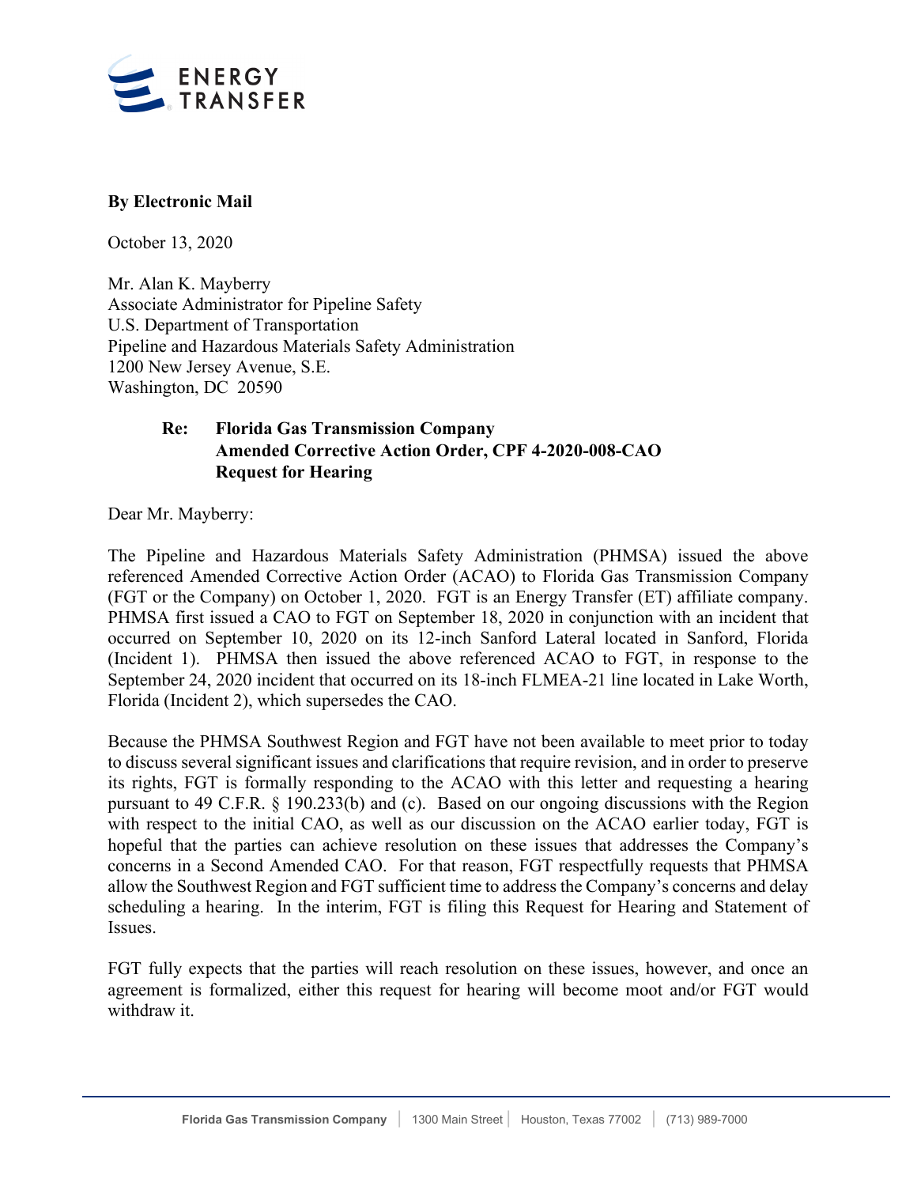**By Electronic Mail**

October 13, 2020

Mr. Alan K. Mayberry
Associate Administrator for Pipeline Safety
U.S. Department of Transportation
Pipeline and Hazardous Materials Safety Administration
1200 New Jersey Avenue, S.E.
Washington, DC 20590

**Re: Florida Gas Transmission Company**
**Amended Corrective Action Order, CPF 4-2020-008-CAO**
**Request for Hearing**

Dear Mr. Mayberry:

The Pipeline and Hazardous Materials Safety Administration (PHMSA) issued the above referenced Amended Corrective Action Order (ACAO) to Florida Gas Transmission Company (FGT or the Company) on October 1, 2020. FGT is an Energy Transfer (ET) affiliate company. PHMSA first issued a CAO to FGT on September 18, 2020 in conjunction with an incident that occurred on September 10, 2020 on its 12-inch Sanford Lateral located in Sanford, Florida (Incident 1). PHMSA then issued the above referenced ACAO to FGT, in response to the September 24, 2020 incident that occurred on its 18-inch FLMEA-21 line located in Lake Worth, Florida (Incident 2), which supersedes the CAO.

Because the PHMSA Southwest Region and FGT have not been available to meet prior to today to discuss several significant issues and clarifications that require revision, and in order to preserve its rights, FGT is formally responding to the ACAO with this letter and requesting a hearing pursuant to 49 C.F.R. § 190.233(b) and (c). Based on our ongoing discussions with the Region with respect to the initial CAO, as well as our discussion on the ACAO earlier today, FGT is hopeful that the parties can achieve resolution on these issues that addresses the Company's concerns in a Second Amended CAO. For that reason, FGT respectfully requests that PHMSA allow the Southwest Region and FGT sufficient time to address the Company's concerns and delay scheduling a hearing. In the interim, FGT is filing this Request for Hearing and Statement of Issues.

FGT fully expects that the parties will reach resolution on these issues, however, and once an agreement is formalized, either this request for hearing will become moot and/or FGT would withdraw it.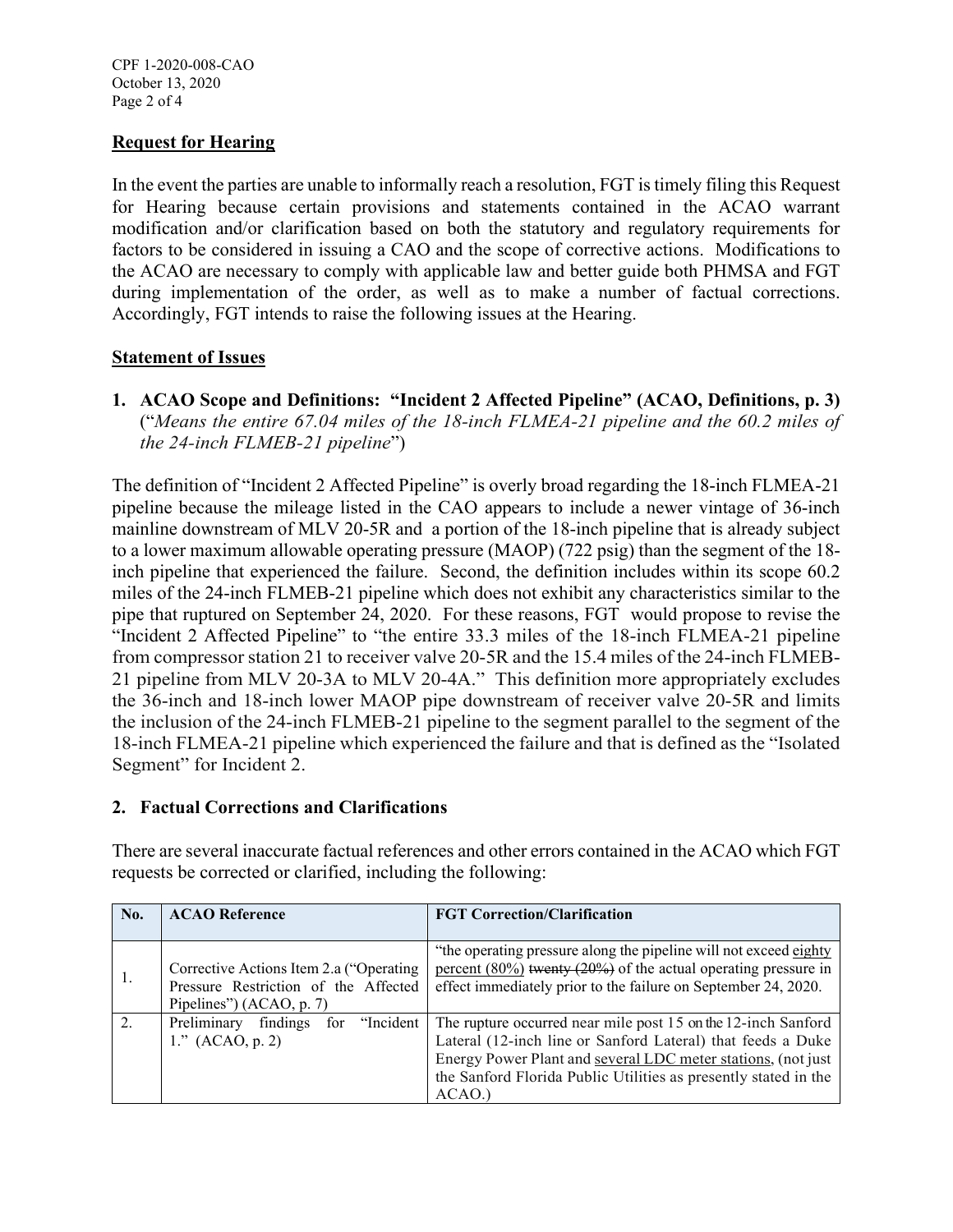## Request for Hearing

In the event the parties are unable to informally reach a resolution, FGT is timely filing this Request for Hearing because certain provisions and statements contained in the ACAO warrant modification and/or clarification based on both the statutory and regulatory requirements for factors to be considered in issuing a CAO and the scope of corrective actions. Modifications to the ACAO are necessary to comply with applicable law and better guide both PHMSA and FGT during implementation of the order, as well as to make a number of factual corrections. Accordingly, FGT intends to raise the following issues at the Hearing.

## Statement of Issues

**1. ACAO Scope and Definitions: "Incident 2 Affected Pipeline" (ACAO, Definitions, p. 3)** ("*Means the entire 67.04 miles of the 18-inch FLMEA-21 pipeline and the 60.2 miles of the 24-inch FLMEB-21 pipeline*")

The definition of "Incident 2 Affected Pipeline" is overly broad regarding the 18-inch FLMEA-21 pipeline because the mileage listed in the CAO appears to include a newer vintage of 36-inch mainline downstream of MLV 20-5R and a portion of the 18-inch pipeline that is already subject to a lower maximum allowable operating pressure (MAOP) (722 psig) than the segment of the 18-inch pipeline that experienced the failure. Second, the definition includes within its scope 60.2 miles of the 24-inch FLMEB-21 pipeline which does not exhibit any characteristics similar to the pipe that ruptured on September 24, 2020. For these reasons, FGT would propose to revise the "Incident 2 Affected Pipeline" to "the entire 33.3 miles of the 18-inch FLMEA-21 pipeline from compressor station 21 to receiver valve 20-5R and the 15.4 miles of the 24-inch FLMEB-21 pipeline from MLV 20-3A to MLV 20-4A." This definition more appropriately excludes the 36-inch and 18-inch lower MAOP pipe downstream of receiver valve 20-5R and limits the inclusion of the 24-inch FLMEB-21 pipeline to the segment parallel to the segment of the 18-inch FLMEA-21 pipeline which experienced the failure and that is defined as the "Isolated Segment" for Incident 2.

**2. Factual Corrections and Clarifications**

There are several inaccurate factual references and other errors contained in the ACAO which FGT requests be corrected or clarified, including the following:

| No. | ACAO Reference | FGT Correction/Clarification |
|---|---|---|
| 1. | Corrective Actions Item 2.a ("Operating Pressure Restriction of the Affected Pipelines") (ACAO, p. 7) | "the operating pressure along the pipeline will not exceed <u>eighty percent (80%)</u> ~~twenty (20%)~~ of the actual operating pressure in effect immediately prior to the failure on September 24, 2020. |
| 2. | Preliminary findings for "Incident 1." (ACAO, p. 2) | The rupture occurred near mile post 15 on the 12-inch Sanford Lateral (12-inch line or Sanford Lateral) that feeds a Duke Energy Power Plant and <u>several LDC meter stations</u>, (not just the Sanford Florida Public Utilities as presently stated in the ACAO.) |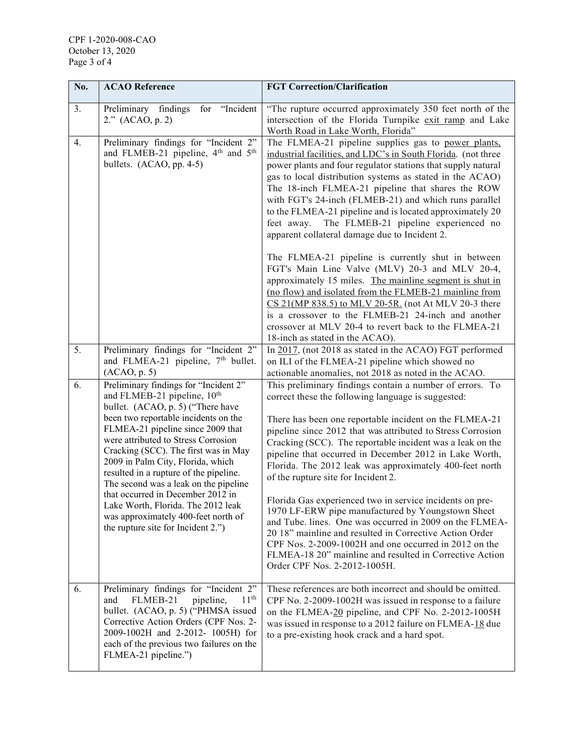| No. | ACAO Reference | FGT Correction/Clarification |
| --- | --- | --- |
| 3. | Preliminary findings for "Incident 2." (ACAO, p. 2) | "The rupture occurred approximately 350 feet north of the intersection of the Florida Turnpike exit ramp and Lake Worth Road in Lake Worth, Florida" |
| 4. | Preliminary findings for "Incident 2" and FLMEB-21 pipeline, 4th and 5th bullets. (ACAO, pp. 4-5) | The FLMEA-21 pipeline supplies gas to power plants, industrial facilities, and LDC's in South Florida. (not three power plants and four regulator stations that supply natural gas to local distribution systems as stated in the ACAO) The 18-inch FLMEA-21 pipeline that shares the ROW with FGT's 24-inch (FLMEB-21) and which runs parallel to the FLMEA-21 pipeline and is located approximately 20 feet away. The FLMEB-21 pipeline experienced no apparent collateral damage due to Incident 2.<br><br>The FLMEA-21 pipeline is currently shut in between FGT's Main Line Valve (MLV) 20-3 and MLV 20-4, approximately 15 miles. The mainline segment is shut in (no flow) and isolated from the FLMEB-21 mainline from CS 21(MP 838.5) to MLV 20-5R. (not At MLV 20-3 there is a crossover to the FLMEB-21 24-inch and another crossover at MLV 20-4 to revert back to the FLMEA-21 18-inch as stated in the ACAO). |
| 5. | Preliminary findings for "Incident 2" and FLMEA-21 pipeline, 7th bullet. (ACAO, p. 5) | In 2017, (not 2018 as stated in the ACAO) FGT performed on ILI of the FLMEA-21 pipeline which showed no actionable anomalies, not 2018 as noted in the ACAO. |
| 6. | Preliminary findings for "Incident 2" and FLMEB-21 pipeline, 10th bullet. (ACAO, p. 5) ("There have been two reportable incidents on the FLMEA-21 pipeline since 2009 that were attributed to Stress Corrosion Cracking (SCC). The first was in May 2009 in Palm City, Florida, which resulted in a rupture of the pipeline. The second was a leak on the pipeline that occurred in December 2012 in Lake Worth, Florida. The 2012 leak was approximately 400-feet north of the rupture site for Incident 2.") | This preliminary findings contain a number of errors. To correct these the following language is suggested:<br><br>There has been one reportable incident on the FLMEA-21 pipeline since 2012 that was attributed to Stress Corrosion Cracking (SCC). The reportable incident was a leak on the pipeline that occurred in December 2012 in Lake Worth, Florida. The 2012 leak was approximately 400-feet north of the rupture site for Incident 2.<br><br>Florida Gas experienced two in service incidents on pre-1970 LF-ERW pipe manufactured by Youngstown Sheet and Tube. lines. One was occurred in 2009 on the FLMEA-20 18" mainline and resulted in Corrective Action Order CPF Nos. 2-2009-1002H and one occurred in 2012 on the FLMEA-18 20" mainline and resulted in Corrective Action Order CPF Nos. 2-2012-1005H. |
| 6. | Preliminary findings for "Incident 2" and FLMEB-21 pipeline, 11th bullet. (ACAO, p. 5) ("PHMSA issued Corrective Action Orders (CPF Nos. 2-2009-1002H and 2-2012- 1005H) for each of the previous two failures on the FLMEA-21 pipeline.") | These references are both incorrect and should be omitted. CPF No. 2-2009-1002H was issued in response to a failure on the FLMEA-20 pipeline, and CPF No. 2-2012-1005H was issued in response to a 2012 failure on FLMEA-18 due to a pre-existing hook crack and a hard spot. |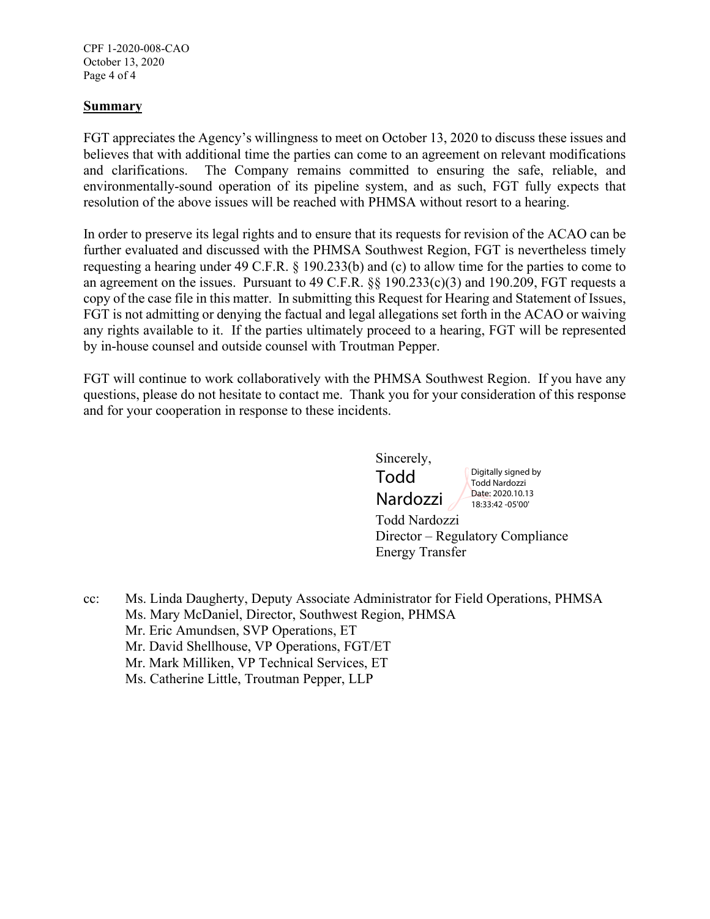## **Summary**

FGT appreciates the Agency's willingness to meet on October 13, 2020 to discuss these issues and believes that with additional time the parties can come to an agreement on relevant modifications and clarifications. The Company remains committed to ensuring the safe, reliable, and environmentally-sound operation of its pipeline system, and as such, FGT fully expects that resolution of the above issues will be reached with PHMSA without resort to a hearing.

In order to preserve its legal rights and to ensure that its requests for revision of the ACAO can be further evaluated and discussed with the PHMSA Southwest Region, FGT is nevertheless timely requesting a hearing under 49 C.F.R. § 190.233(b) and (c) to allow time for the parties to come to an agreement on the issues. Pursuant to 49 C.F.R. §§ 190.233(c)(3) and 190.209, FGT requests a copy of the case file in this matter. In submitting this Request for Hearing and Statement of Issues, FGT is not admitting or denying the factual and legal allegations set forth in the ACAO or waiving any rights available to it. If the parties ultimately proceed to a hearing, FGT will be represented by in-house counsel and outside counsel with Troutman Pepper.

FGT will continue to work collaboratively with the PHMSA Southwest Region. If you have any questions, please do not hesitate to contact me. Thank you for your consideration of this response and for your cooperation in response to these incidents.

Sincerely,

Todd Nardozzi
Digitally signed by Todd Nardozzi
Date: 2020.10.13 18:33:42 -05'00'

Todd Nardozzi
Director – Regulatory Compliance
Energy Transfer

cc: Ms. Linda Daugherty, Deputy Associate Administrator for Field Operations, PHMSA
Ms. Mary McDaniel, Director, Southwest Region, PHMSA
Mr. Eric Amundsen, SVP Operations, ET
Mr. David Shellhouse, VP Operations, FGT/ET
Mr. Mark Milliken, VP Technical Services, ET
Ms. Catherine Little, Troutman Pepper, LLP